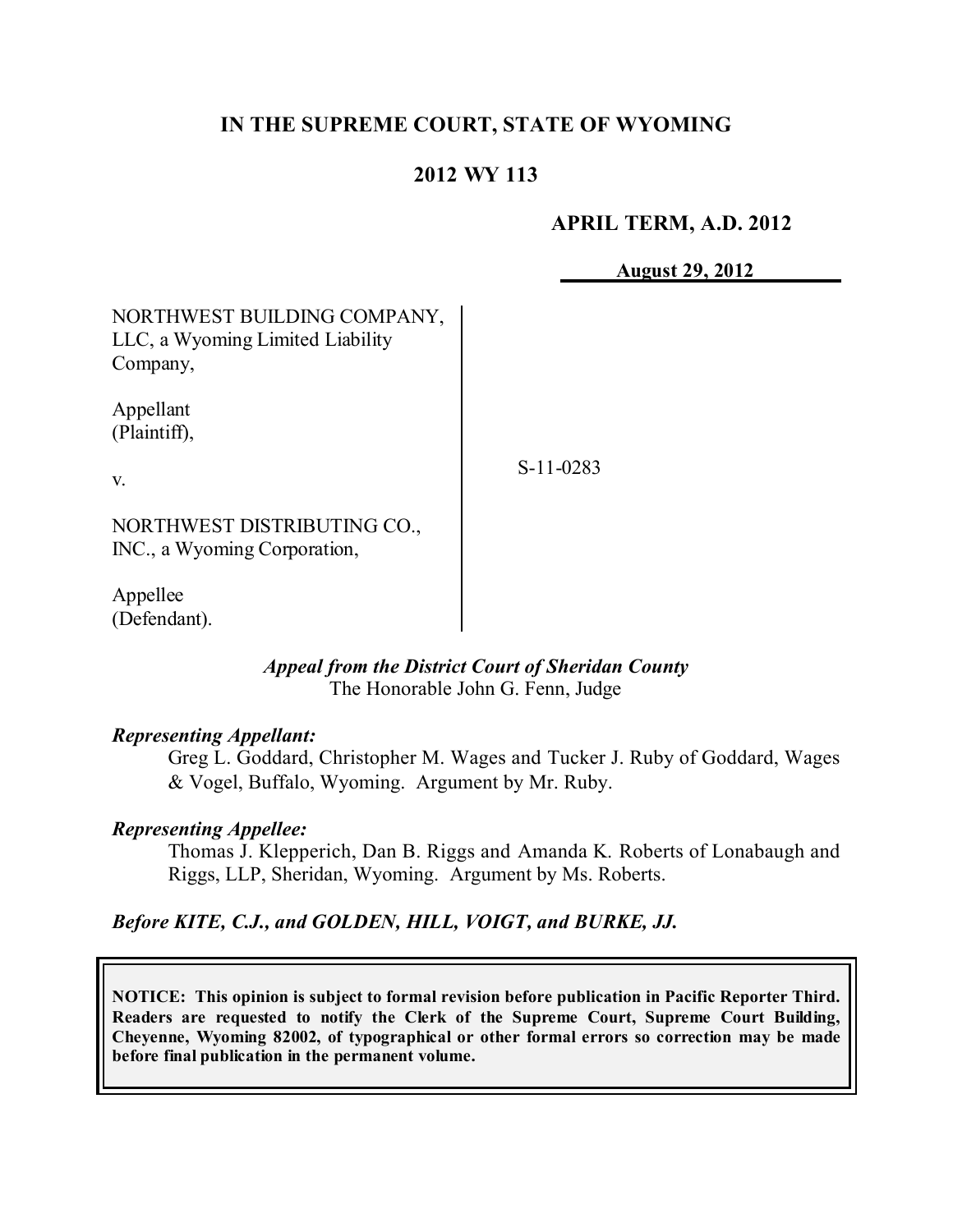# IN THE SUPREME COURT, STATE OF WYOMING

## 2012 WY 113

**APRIL TERM, A.D. 2012**

**August 29, 2012**

NORTHWEST BUILDING COMPANY, LLC, a Wyoming Limited Liability Company,

Appellant (Plaintiff),

v.

NORTHWEST DISTRIBUTING CO., INC., a Wyoming Corporation,

Appellee (Defendant).

S-11-0283

*Appeal from the District Court of Sheridan County*
The Honorable John G. Fenn, Judge

***Representing Appellant:***

Greg L. Goddard, Christopher M. Wages and Tucker J. Ruby of Goddard, Wages & Vogel, Buffalo, Wyoming. Argument by Mr. Ruby.

***Representing Appellee:***

Thomas J. Klepperich, Dan B. Riggs and Amanda K. Roberts of Lonabaugh and Riggs, LLP, Sheridan, Wyoming. Argument by Ms. Roberts.

***Before KITE, C.J., and GOLDEN, HILL, VOIGT, and BURKE, JJ.***

**NOTICE: This opinion is subject to formal revision before publication in Pacific Reporter Third. Readers are requested to notify the Clerk of the Supreme Court, Supreme Court Building, Cheyenne, Wyoming 82002, of typographical or other formal errors so correction may be made before final publication in the permanent volume.**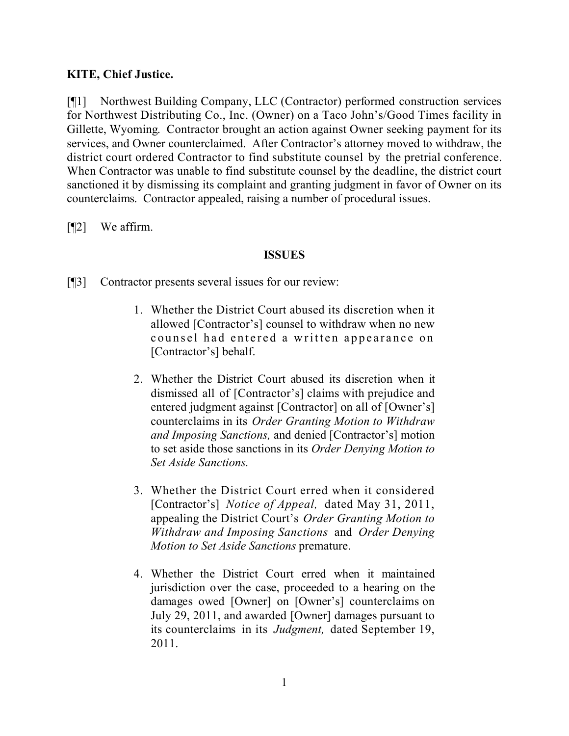**KITE, Chief Justice.**

[¶1] Northwest Building Company, LLC (Contractor) performed construction services for Northwest Distributing Co., Inc. (Owner) on a Taco John's/Good Times facility in Gillette, Wyoming. Contractor brought an action against Owner seeking payment for its services, and Owner counterclaimed. After Contractor's attorney moved to withdraw, the district court ordered Contractor to find substitute counsel by the pretrial conference. When Contractor was unable to find substitute counsel by the deadline, the district court sanctioned it by dismissing its complaint and granting judgment in favor of Owner on its counterclaims. Contractor appealed, raising a number of procedural issues.

[¶2] We affirm.

## ISSUES

[¶3] Contractor presents several issues for our review:

> 1. Whether the District Court abused its discretion when it allowed [Contractor's] counsel to withdraw when no new counsel had entered a written appearance on [Contractor's] behalf.
>
> 2. Whether the District Court abused its discretion when it dismissed all of [Contractor's] claims with prejudice and entered judgment against [Contractor] on all of [Owner's] counterclaims in its *Order Granting Motion to Withdraw and Imposing Sanctions,* and denied [Contractor's] motion to set aside those sanctions in its *Order Denying Motion to Set Aside Sanctions.*
>
> 3. Whether the District Court erred when it considered [Contractor's] *Notice of Appeal,* dated May 31, 2011, appealing the District Court's *Order Granting Motion to Withdraw and Imposing Sanctions* and *Order Denying Motion to Set Aside Sanctions* premature.
>
> 4. Whether the District Court erred when it maintained jurisdiction over the case, proceeded to a hearing on the damages owed [Owner] on [Owner's] counterclaims on July 29, 2011, and awarded [Owner] damages pursuant to its counterclaims in its *Judgment,* dated September 19, 2011.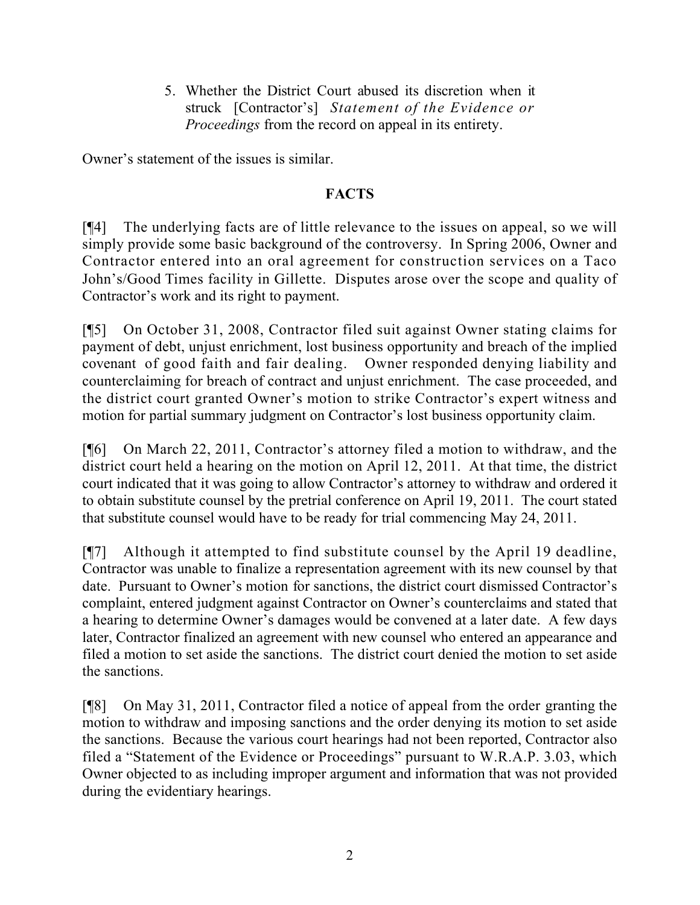5. Whether the District Court abused its discretion when it struck [Contractor's] *Statement of the Evidence or Proceedings* from the record on appeal in its entirety.

Owner's statement of the issues is similar.

## FACTS

[¶4] The underlying facts are of little relevance to the issues on appeal, so we will simply provide some basic background of the controversy. In Spring 2006, Owner and Contractor entered into an oral agreement for construction services on a Taco John's/Good Times facility in Gillette. Disputes arose over the scope and quality of Contractor's work and its right to payment.

[¶5] On October 31, 2008, Contractor filed suit against Owner stating claims for payment of debt, unjust enrichment, lost business opportunity and breach of the implied covenant of good faith and fair dealing. Owner responded denying liability and counterclaiming for breach of contract and unjust enrichment. The case proceeded, and the district court granted Owner's motion to strike Contractor's expert witness and motion for partial summary judgment on Contractor's lost business opportunity claim.

[¶6] On March 22, 2011, Contractor's attorney filed a motion to withdraw, and the district court held a hearing on the motion on April 12, 2011. At that time, the district court indicated that it was going to allow Contractor's attorney to withdraw and ordered it to obtain substitute counsel by the pretrial conference on April 19, 2011. The court stated that substitute counsel would have to be ready for trial commencing May 24, 2011.

[¶7] Although it attempted to find substitute counsel by the April 19 deadline, Contractor was unable to finalize a representation agreement with its new counsel by that date. Pursuant to Owner's motion for sanctions, the district court dismissed Contractor's complaint, entered judgment against Contractor on Owner's counterclaims and stated that a hearing to determine Owner's damages would be convened at a later date. A few days later, Contractor finalized an agreement with new counsel who entered an appearance and filed a motion to set aside the sanctions. The district court denied the motion to set aside the sanctions.

[¶8] On May 31, 2011, Contractor filed a notice of appeal from the order granting the motion to withdraw and imposing sanctions and the order denying its motion to set aside the sanctions. Because the various court hearings had not been reported, Contractor also filed a "Statement of the Evidence or Proceedings" pursuant to W.R.A.P. 3.03, which Owner objected to as including improper argument and information that was not provided during the evidentiary hearings.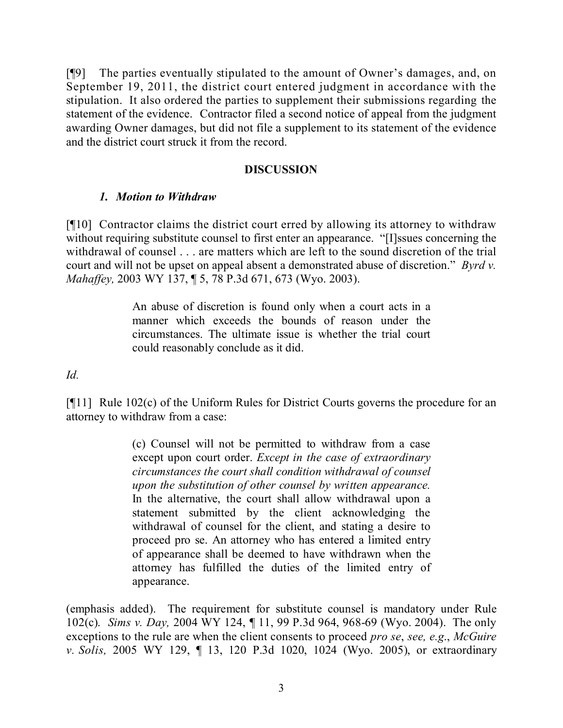[¶9] The parties eventually stipulated to the amount of Owner's damages, and, on September 19, 2011, the district court entered judgment in accordance with the stipulation. It also ordered the parties to supplement their submissions regarding the statement of the evidence. Contractor filed a second notice of appeal from the judgment awarding Owner damages, but did not file a supplement to its statement of the evidence and the district court struck it from the record.

## DISCUSSION

### *1. Motion to Withdraw*

[¶10] Contractor claims the district court erred by allowing its attorney to withdraw without requiring substitute counsel to first enter an appearance. "[I]ssues concerning the withdrawal of counsel . . . are matters which are left to the sound discretion of the trial court and will not be upset on appeal absent a demonstrated abuse of discretion." *Byrd v. Mahaffey,* 2003 WY 137, ¶ 5, 78 P.3d 671, 673 (Wyo. 2003).

> An abuse of discretion is found only when a court acts in a manner which exceeds the bounds of reason under the circumstances. The ultimate issue is whether the trial court could reasonably conclude as it did.

*Id.*

[¶11] Rule 102(c) of the Uniform Rules for District Courts governs the procedure for an attorney to withdraw from a case:

> (c) Counsel will not be permitted to withdraw from a case except upon court order. *Except in the case of extraordinary circumstances the court shall condition withdrawal of counsel upon the substitution of other counsel by written appearance.* In the alternative, the court shall allow withdrawal upon a statement submitted by the client acknowledging the withdrawal of counsel for the client, and stating a desire to proceed pro se. An attorney who has entered a limited entry of appearance shall be deemed to have withdrawn when the attorney has fulfilled the duties of the limited entry of appearance.

(emphasis added). The requirement for substitute counsel is mandatory under Rule 102(c). *Sims v. Day,* 2004 WY 124, ¶ 11, 99 P.3d 964, 968-69 (Wyo. 2004). The only exceptions to the rule are when the client consents to proceed *pro se*, *see, e.g.*, *McGuire v. Solis,* 2005 WY 129, ¶ 13, 120 P.3d 1020, 1024 (Wyo. 2005), or extraordinary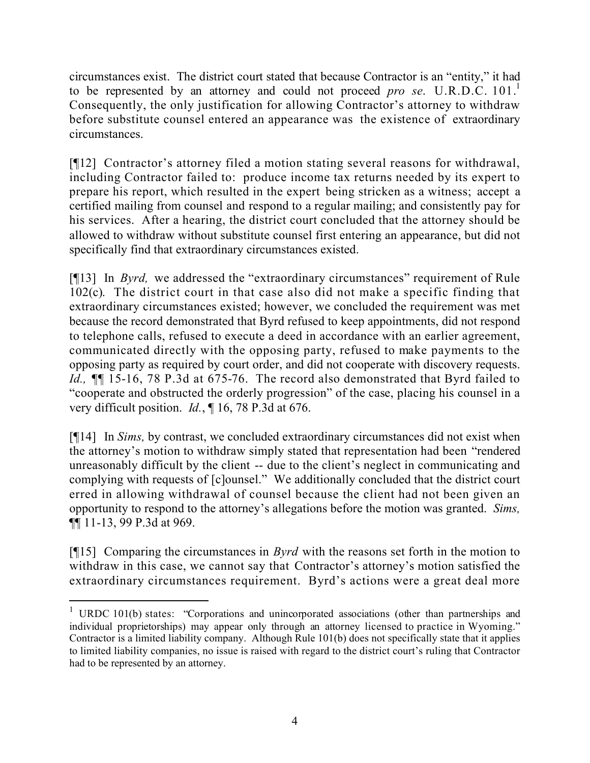circumstances exist. The district court stated that because Contractor is an "entity," it had to be represented by an attorney and could not proceed *pro se*. U.R.D.C. 101.[1] Consequently, the only justification for allowing Contractor's attorney to withdraw before substitute counsel entered an appearance was the existence of extraordinary circumstances.

[¶12] Contractor's attorney filed a motion stating several reasons for withdrawal, including Contractor failed to: produce income tax returns needed by its expert to prepare his report, which resulted in the expert being stricken as a witness; accept a certified mailing from counsel and respond to a regular mailing; and consistently pay for his services. After a hearing, the district court concluded that the attorney should be allowed to withdraw without substitute counsel first entering an appearance, but did not specifically find that extraordinary circumstances existed.

[¶13] In *Byrd,* we addressed the "extraordinary circumstances" requirement of Rule 102(c). The district court in that case also did not make a specific finding that extraordinary circumstances existed; however, we concluded the requirement was met because the record demonstrated that Byrd refused to keep appointments, did not respond to telephone calls, refused to execute a deed in accordance with an earlier agreement, communicated directly with the opposing party, refused to make payments to the opposing party as required by court order, and did not cooperate with discovery requests. *Id.,* ¶¶ 15-16, 78 P.3d at 675-76. The record also demonstrated that Byrd failed to "cooperate and obstructed the orderly progression" of the case, placing his counsel in a very difficult position. *Id.*, ¶ 16, 78 P.3d at 676.

[¶14] In *Sims,* by contrast, we concluded extraordinary circumstances did not exist when the attorney's motion to withdraw simply stated that representation had been "rendered unreasonably difficult by the client -- due to the client's neglect in communicating and complying with requests of [c]ounsel." We additionally concluded that the district court erred in allowing withdrawal of counsel because the client had not been given an opportunity to respond to the attorney's allegations before the motion was granted. *Sims,* ¶¶ 11-13, 99 P.3d at 969.

[¶15] Comparing the circumstances in *Byrd* with the reasons set forth in the motion to withdraw in this case, we cannot say that Contractor's attorney's motion satisfied the extraordinary circumstances requirement. Byrd's actions were a great deal more

---

[1] URDC 101(b) states: "Corporations and unincorporated associations (other than partnerships and individual proprietorships) may appear only through an attorney licensed to practice in Wyoming." Contractor is a limited liability company. Although Rule 101(b) does not specifically state that it applies to limited liability companies, no issue is raised with regard to the district court's ruling that Contractor had to be represented by an attorney.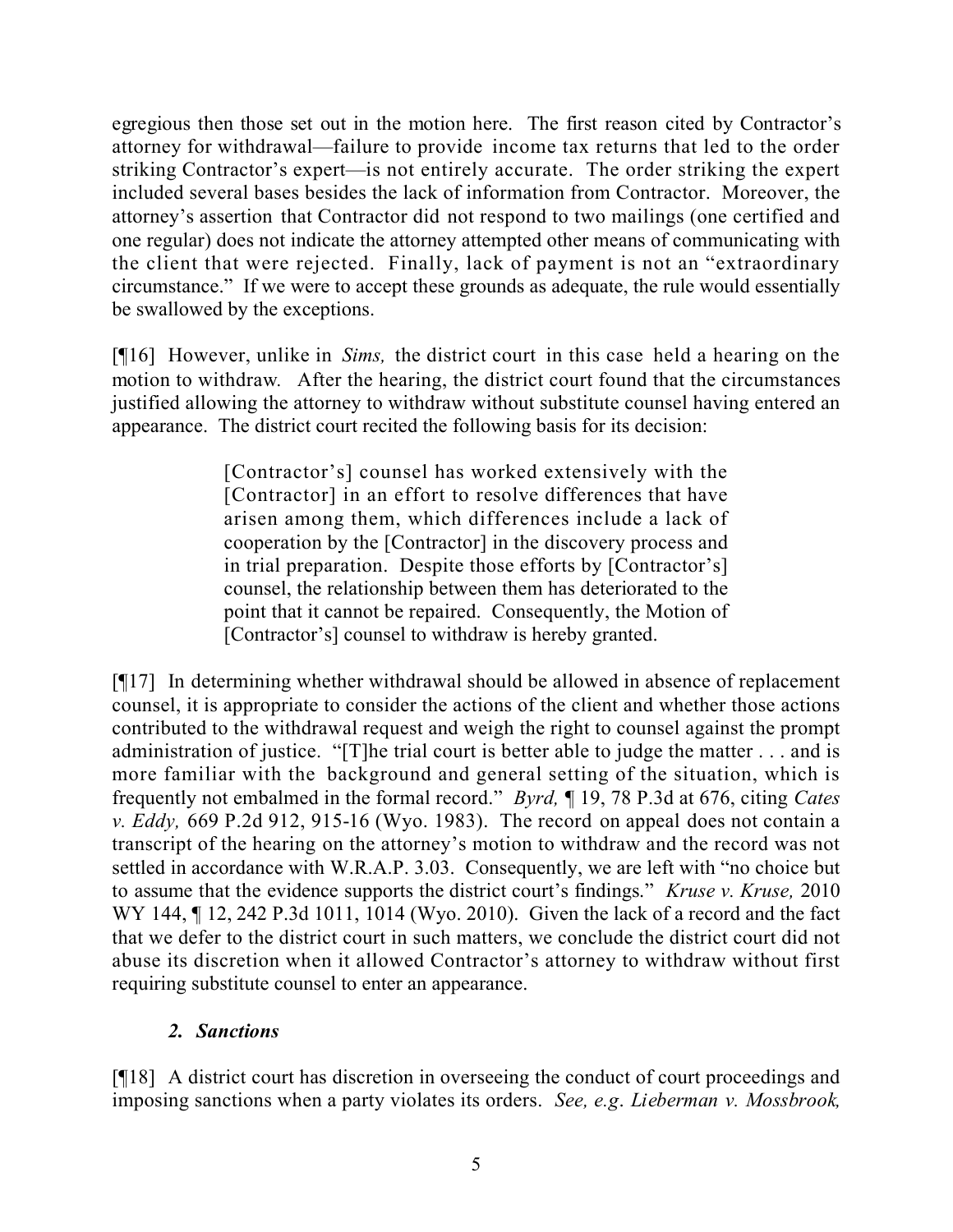egregious then those set out in the motion here. The first reason cited by Contractor's attorney for withdrawal—failure to provide income tax returns that led to the order striking Contractor's expert—is not entirely accurate. The order striking the expert included several bases besides the lack of information from Contractor. Moreover, the attorney's assertion that Contractor did not respond to two mailings (one certified and one regular) does not indicate the attorney attempted other means of communicating with the client that were rejected. Finally, lack of payment is not an "extraordinary circumstance." If we were to accept these grounds as adequate, the rule would essentially be swallowed by the exceptions.

[¶16] However, unlike in *Sims,* the district court in this case held a hearing on the motion to withdraw. After the hearing, the district court found that the circumstances justified allowing the attorney to withdraw without substitute counsel having entered an appearance. The district court recited the following basis for its decision:

> [Contractor's] counsel has worked extensively with the [Contractor] in an effort to resolve differences that have arisen among them, which differences include a lack of cooperation by the [Contractor] in the discovery process and in trial preparation. Despite those efforts by [Contractor's] counsel, the relationship between them has deteriorated to the point that it cannot be repaired. Consequently, the Motion of [Contractor's] counsel to withdraw is hereby granted.

[¶17] In determining whether withdrawal should be allowed in absence of replacement counsel, it is appropriate to consider the actions of the client and whether those actions contributed to the withdrawal request and weigh the right to counsel against the prompt administration of justice. "[T]he trial court is better able to judge the matter . . . and is more familiar with the background and general setting of the situation, which is frequently not embalmed in the formal record." *Byrd,* ¶ 19, 78 P.3d at 676, citing *Cates v. Eddy,* 669 P.2d 912, 915-16 (Wyo. 1983). The record on appeal does not contain a transcript of the hearing on the attorney's motion to withdraw and the record was not settled in accordance with W.R.A.P. 3.03. Consequently, we are left with "no choice but to assume that the evidence supports the district court's findings." *Kruse v. Kruse,* 2010 WY 144, ¶ 12, 242 P.3d 1011, 1014 (Wyo. 2010). Given the lack of a record and the fact that we defer to the district court in such matters, we conclude the district court did not abuse its discretion when it allowed Contractor's attorney to withdraw without first requiring substitute counsel to enter an appearance.

### *2. Sanctions*

[¶18] A district court has discretion in overseeing the conduct of court proceedings and imposing sanctions when a party violates its orders. *See, e.g. Lieberman v. Mossbrook,*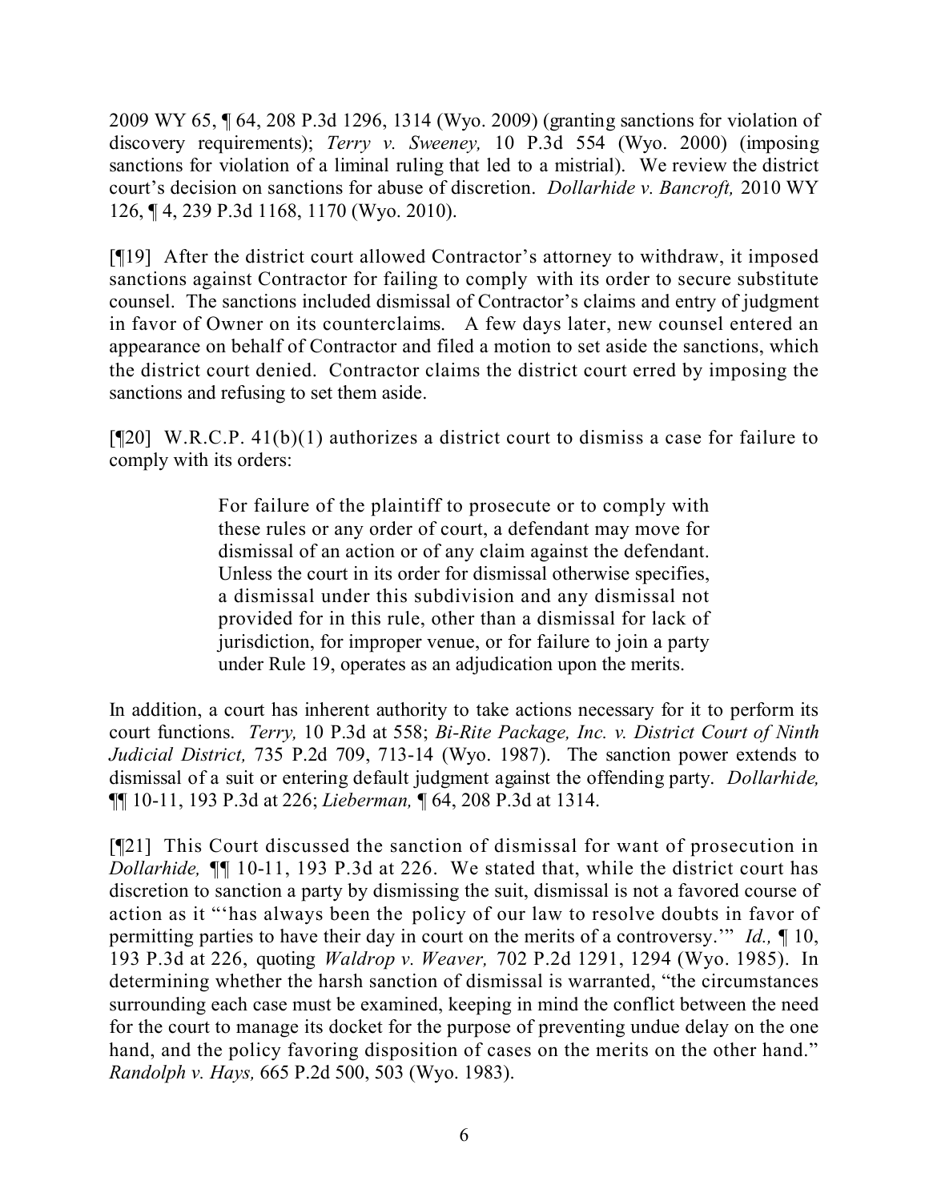2009 WY 65, ¶ 64, 208 P.3d 1296, 1314 (Wyo. 2009) (granting sanctions for violation of discovery requirements); *Terry v. Sweeney,* 10 P.3d 554 (Wyo. 2000) (imposing sanctions for violation of a liminal ruling that led to a mistrial). We review the district court's decision on sanctions for abuse of discretion. *Dollarhide v. Bancroft,* 2010 WY 126, ¶ 4, 239 P.3d 1168, 1170 (Wyo. 2010).

[¶19] After the district court allowed Contractor's attorney to withdraw, it imposed sanctions against Contractor for failing to comply with its order to secure substitute counsel. The sanctions included dismissal of Contractor's claims and entry of judgment in favor of Owner on its counterclaims. A few days later, new counsel entered an appearance on behalf of Contractor and filed a motion to set aside the sanctions, which the district court denied. Contractor claims the district court erred by imposing the sanctions and refusing to set them aside.

[¶20] W.R.C.P. 41(b)(1) authorizes a district court to dismiss a case for failure to comply with its orders:

> For failure of the plaintiff to prosecute or to comply with these rules or any order of court, a defendant may move for dismissal of an action or of any claim against the defendant. Unless the court in its order for dismissal otherwise specifies, a dismissal under this subdivision and any dismissal not provided for in this rule, other than a dismissal for lack of jurisdiction, for improper venue, or for failure to join a party under Rule 19, operates as an adjudication upon the merits.

In addition, a court has inherent authority to take actions necessary for it to perform its court functions. *Terry,* 10 P.3d at 558; *Bi-Rite Package, Inc. v. District Court of Ninth Judicial District,* 735 P.2d 709, 713-14 (Wyo. 1987). The sanction power extends to dismissal of a suit or entering default judgment against the offending party. *Dollarhide,* ¶¶ 10-11, 193 P.3d at 226; *Lieberman,* ¶ 64, 208 P.3d at 1314.

[¶21] This Court discussed the sanction of dismissal for want of prosecution in *Dollarhide,* ¶¶ 10-11, 193 P.3d at 226. We stated that, while the district court has discretion to sanction a party by dismissing the suit, dismissal is not a favored course of action as it "'has always been the policy of our law to resolve doubts in favor of permitting parties to have their day in court on the merits of a controversy.'" *Id.,* ¶ 10, 193 P.3d at 226, quoting *Waldrop v. Weaver,* 702 P.2d 1291, 1294 (Wyo. 1985). In determining whether the harsh sanction of dismissal is warranted, "the circumstances surrounding each case must be examined, keeping in mind the conflict between the need for the court to manage its docket for the purpose of preventing undue delay on the one hand, and the policy favoring disposition of cases on the merits on the other hand." *Randolph v. Hays,* 665 P.2d 500, 503 (Wyo. 1983).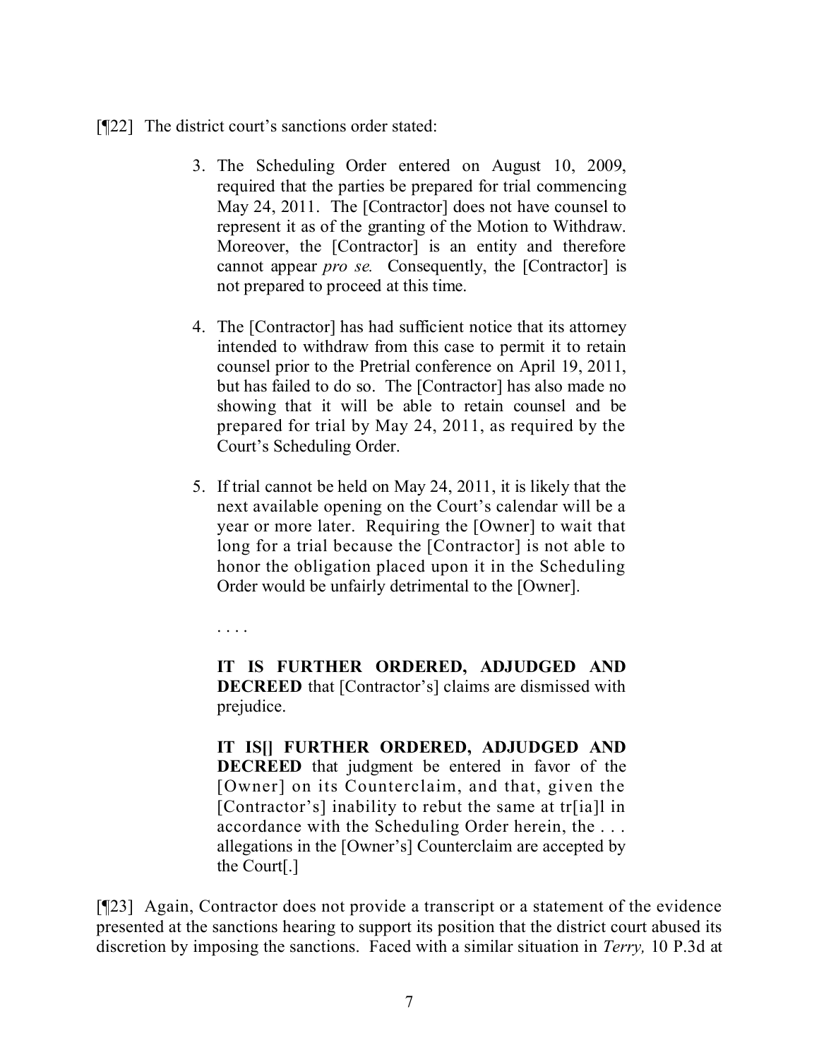[¶22] The district court's sanctions order stated:

> 3. The Scheduling Order entered on August 10, 2009, required that the parties be prepared for trial commencing May 24, 2011. The [Contractor] does not have counsel to represent it as of the granting of the Motion to Withdraw. Moreover, the [Contractor] is an entity and therefore cannot appear *pro se*. Consequently, the [Contractor] is not prepared to proceed at this time.
>
> 4. The [Contractor] has had sufficient notice that its attorney intended to withdraw from this case to permit it to retain counsel prior to the Pretrial conference on April 19, 2011, but has failed to do so. The [Contractor] has also made no showing that it will be able to retain counsel and be prepared for trial by May 24, 2011, as required by the Court's Scheduling Order.
>
> 5. If trial cannot be held on May 24, 2011, it is likely that the next available opening on the Court's calendar will be a year or more later. Requiring the [Owner] to wait that long for a trial because the [Contractor] is not able to honor the obligation placed upon it in the Scheduling Order would be unfairly detrimental to the [Owner].
>
> . . . .
>
> **IT IS FURTHER ORDERED, ADJUDGED AND DECREED** that [Contractor's] claims are dismissed with prejudice.
>
> **IT IS[] FURTHER ORDERED, ADJUDGED AND DECREED** that judgment be entered in favor of the [Owner] on its Counterclaim, and that, given the [Contractor's] inability to rebut the same at tr[ia]l in accordance with the Scheduling Order herein, the . . . allegations in the [Owner's] Counterclaim are accepted by the Court[.]

[¶23] Again, Contractor does not provide a transcript or a statement of the evidence presented at the sanctions hearing to support its position that the district court abused its discretion by imposing the sanctions. Faced with a similar situation in *Terry,* 10 P.3d at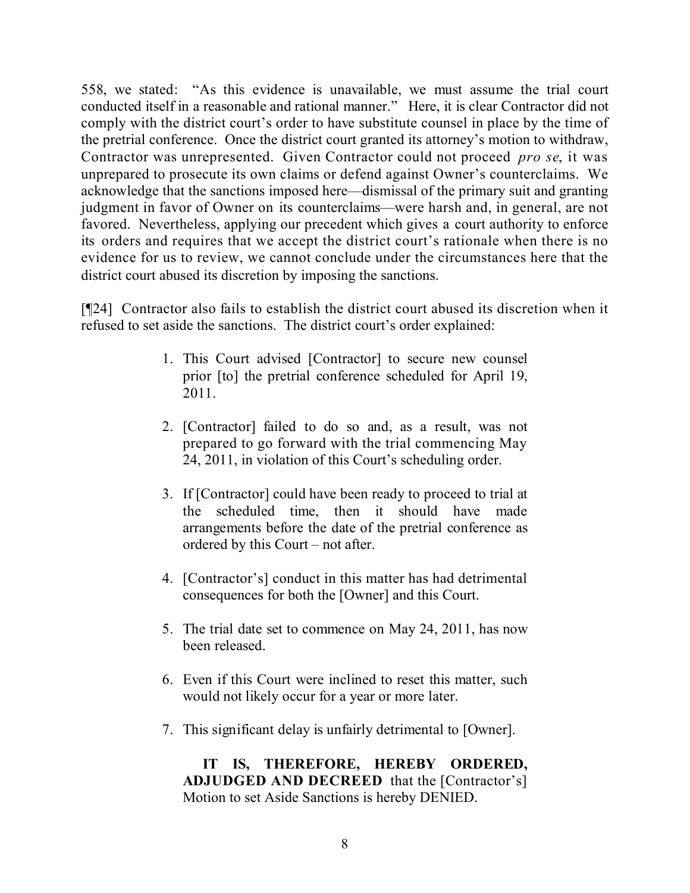558, we stated: "As this evidence is unavailable, we must assume the trial court conducted itself in a reasonable and rational manner." Here, it is clear Contractor did not comply with the district court's order to have substitute counsel in place by the time of the pretrial conference. Once the district court granted its attorney's motion to withdraw, Contractor was unrepresented. Given Contractor could not proceed *pro se*, it was unprepared to prosecute its own claims or defend against Owner's counterclaims. We acknowledge that the sanctions imposed here—dismissal of the primary suit and granting judgment in favor of Owner on its counterclaims—were harsh and, in general, are not favored. Nevertheless, applying our precedent which gives a court authority to enforce its orders and requires that we accept the district court's rationale when there is no evidence for us to review, we cannot conclude under the circumstances here that the district court abused its discretion by imposing the sanctions.

[¶24] Contractor also fails to establish the district court abused its discretion when it refused to set aside the sanctions. The district court's order explained:

> 1. This Court advised [Contractor] to secure new counsel prior [to] the pretrial conference scheduled for April 19, 2011.
> 2. [Contractor] failed to do so and, as a result, was not prepared to go forward with the trial commencing May 24, 2011, in violation of this Court's scheduling order.
> 3. If [Contractor] could have been ready to proceed to trial at the scheduled time, then it should have made arrangements before the date of the pretrial conference as ordered by this Court – not after.
> 4. [Contractor's] conduct in this matter has had detrimental consequences for both the [Owner] and this Court.
> 5. The trial date set to commence on May 24, 2011, has now been released.
> 6. Even if this Court were inclined to reset this matter, such would not likely occur for a year or more later.
> 7. This significant delay is unfairly detrimental to [Owner].
>
> **IT IS, THEREFORE, HEREBY ORDERED, ADJUDGED AND DECREED** that the [Contractor's] Motion to set Aside Sanctions is hereby DENIED.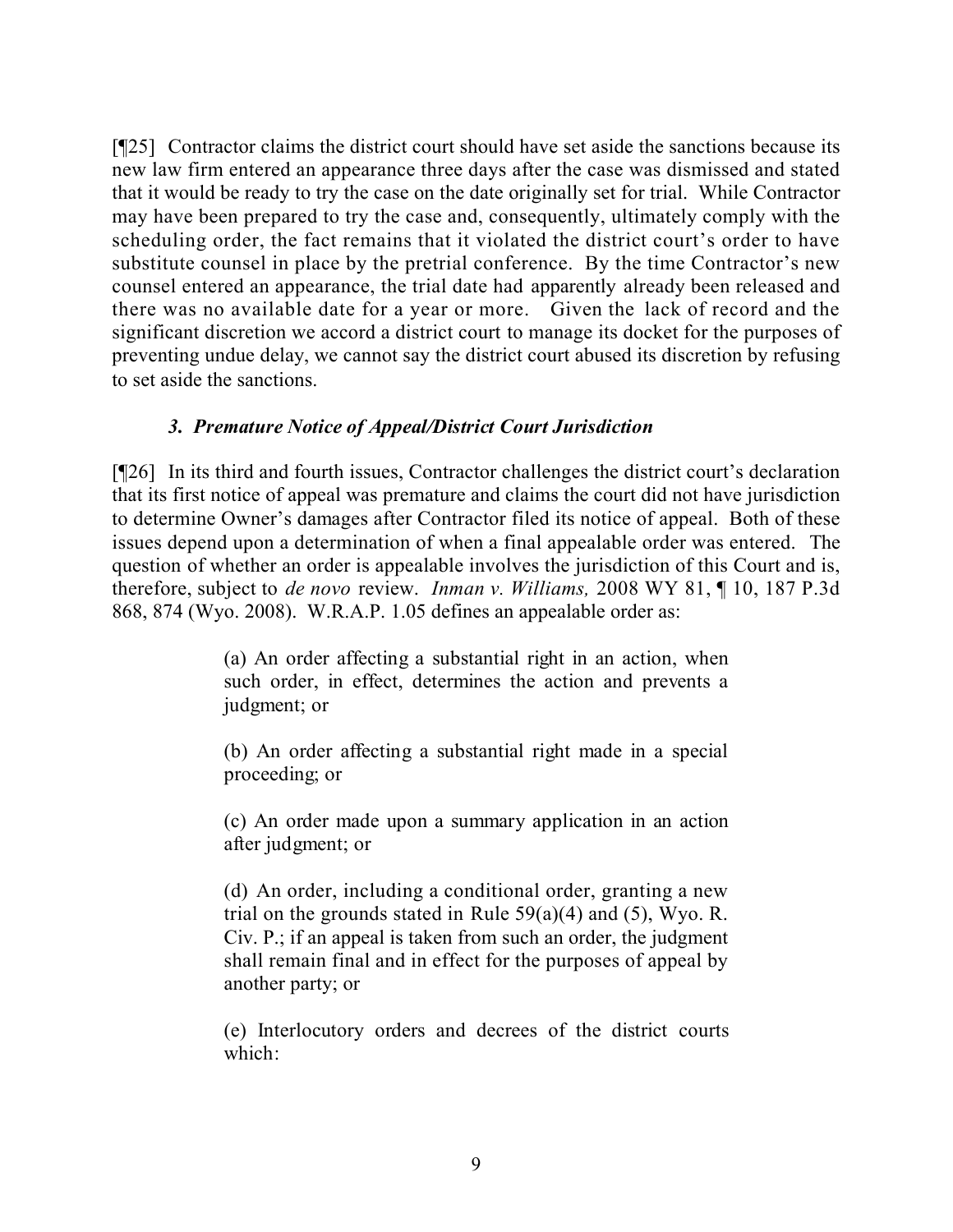[¶25] Contractor claims the district court should have set aside the sanctions because its new law firm entered an appearance three days after the case was dismissed and stated that it would be ready to try the case on the date originally set for trial. While Contractor may have been prepared to try the case and, consequently, ultimately comply with the scheduling order, the fact remains that it violated the district court's order to have substitute counsel in place by the pretrial conference. By the time Contractor's new counsel entered an appearance, the trial date had apparently already been released and there was no available date for a year or more. Given the lack of record and the significant discretion we accord a district court to manage its docket for the purposes of preventing undue delay, we cannot say the district court abused its discretion by refusing to set aside the sanctions.

### *3. Premature Notice of Appeal/District Court Jurisdiction*

[¶26] In its third and fourth issues, Contractor challenges the district court's declaration that its first notice of appeal was premature and claims the court did not have jurisdiction to determine Owner's damages after Contractor filed its notice of appeal. Both of these issues depend upon a determination of when a final appealable order was entered. The question of whether an order is appealable involves the jurisdiction of this Court and is, therefore, subject to *de novo* review. *Inman v. Williams,* 2008 WY 81, ¶ 10, 187 P.3d 868, 874 (Wyo. 2008). W.R.A.P. 1.05 defines an appealable order as:

> (a) An order affecting a substantial right in an action, when such order, in effect, determines the action and prevents a judgment; or
>
> (b) An order affecting a substantial right made in a special proceeding; or
>
> (c) An order made upon a summary application in an action after judgment; or
>
> (d) An order, including a conditional order, granting a new trial on the grounds stated in Rule 59(a)(4) and (5), Wyo. R. Civ. P.; if an appeal is taken from such an order, the judgment shall remain final and in effect for the purposes of appeal by another party; or
>
> (e) Interlocutory orders and decrees of the district courts which: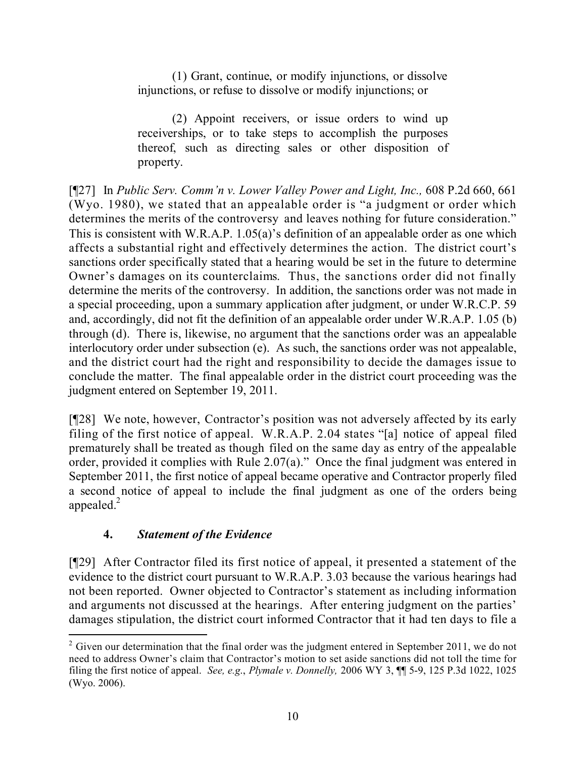(1) Grant, continue, or modify injunctions, or dissolve injunctions, or refuse to dissolve or modify injunctions; or

(2) Appoint receivers, or issue orders to wind up receiverships, or to take steps to accomplish the purposes thereof, such as directing sales or other disposition of property.

[¶27] In *Public Serv. Comm'n v. Lower Valley Power and Light, Inc.,* 608 P.2d 660, 661 (Wyo. 1980), we stated that an appealable order is "a judgment or order which determines the merits of the controversy and leaves nothing for future consideration." This is consistent with W.R.A.P. 1.05(a)'s definition of an appealable order as one which affects a substantial right and effectively determines the action. The district court's sanctions order specifically stated that a hearing would be set in the future to determine Owner's damages on its counterclaims. Thus, the sanctions order did not finally determine the merits of the controversy. In addition, the sanctions order was not made in a special proceeding, upon a summary application after judgment, or under W.R.C.P. 59 and, accordingly, did not fit the definition of an appealable order under W.R.A.P. 1.05 (b) through (d). There is, likewise, no argument that the sanctions order was an appealable interlocutory order under subsection (e). As such, the sanctions order was not appealable, and the district court had the right and responsibility to decide the damages issue to conclude the matter. The final appealable order in the district court proceeding was the judgment entered on September 19, 2011.

[¶28] We note, however, Contractor's position was not adversely affected by its early filing of the first notice of appeal. W.R.A.P. 2.04 states "[a] notice of appeal filed prematurely shall be treated as though filed on the same day as entry of the appealable order, provided it complies with Rule 2.07(a)." Once the final judgment was entered in September 2011, the first notice of appeal became operative and Contractor properly filed a second notice of appeal to include the final judgment as one of the orders being appealed.[2]

### 4. *Statement of the Evidence*

[¶29] After Contractor filed its first notice of appeal, it presented a statement of the evidence to the district court pursuant to W.R.A.P. 3.03 because the various hearings had not been reported. Owner objected to Contractor's statement as including information and arguments not discussed at the hearings. After entering judgment on the parties' damages stipulation, the district court informed Contractor that it had ten days to file a

[2] Given our determination that the final order was the judgment entered in September 2011, we do not need to address Owner's claim that Contractor's motion to set aside sanctions did not toll the time for filing the first notice of appeal. *See, e.g.*, *Plymale v. Donnelly,* 2006 WY 3, ¶¶ 5-9, 125 P.3d 1022, 1025 (Wyo. 2006).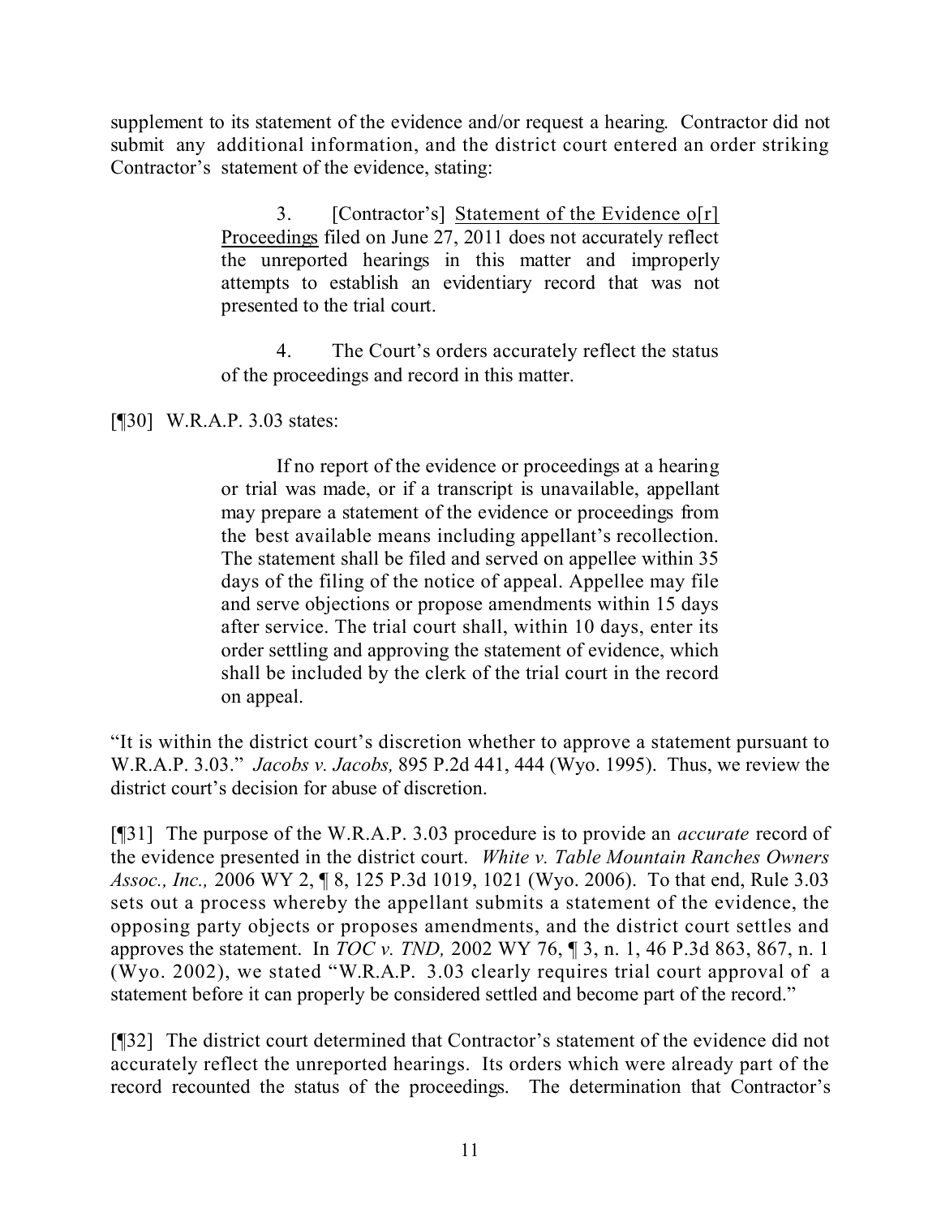supplement to its statement of the evidence and/or request a hearing. Contractor did not submit any additional information, and the district court entered an order striking Contractor's statement of the evidence, stating:

> 3. [Contractor's] Statement of the Evidence o[r] Proceedings filed on June 27, 2011 does not accurately reflect the unreported hearings in this matter and improperly attempts to establish an evidentiary record that was not presented to the trial court.
>
> 4. The Court's orders accurately reflect the status of the proceedings and record in this matter.

[¶30] W.R.A.P. 3.03 states:

> If no report of the evidence or proceedings at a hearing or trial was made, or if a transcript is unavailable, appellant may prepare a statement of the evidence or proceedings from the best available means including appellant's recollection. The statement shall be filed and served on appellee within 35 days of the filing of the notice of appeal. Appellee may file and serve objections or propose amendments within 15 days after service. The trial court shall, within 10 days, enter its order settling and approving the statement of evidence, which shall be included by the clerk of the trial court in the record on appeal.

"It is within the district court's discretion whether to approve a statement pursuant to W.R.A.P. 3.03." *Jacobs v. Jacobs,* 895 P.2d 441, 444 (Wyo. 1995). Thus, we review the district court's decision for abuse of discretion.

[¶31] The purpose of the W.R.A.P. 3.03 procedure is to provide an *accurate* record of the evidence presented in the district court. *White v. Table Mountain Ranches Owners Assoc., Inc.,* 2006 WY 2, ¶ 8, 125 P.3d 1019, 1021 (Wyo. 2006). To that end, Rule 3.03 sets out a process whereby the appellant submits a statement of the evidence, the opposing party objects or proposes amendments, and the district court settles and approves the statement. In *TOC v. TND,* 2002 WY 76, ¶ 3, n. 1, 46 P.3d 863, 867, n. 1 (Wyo. 2002), we stated "W.R.A.P. 3.03 clearly requires trial court approval of a statement before it can properly be considered settled and become part of the record."

[¶32] The district court determined that Contractor's statement of the evidence did not accurately reflect the unreported hearings. Its orders which were already part of the record recounted the status of the proceedings. The determination that Contractor's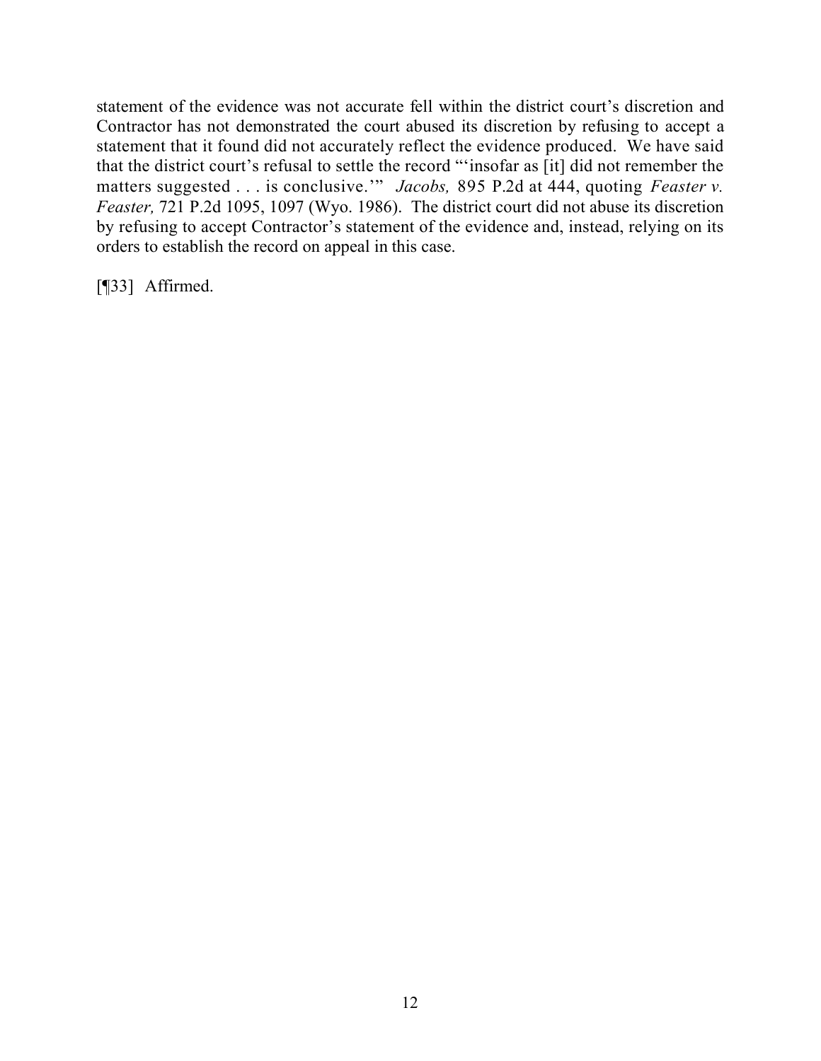statement of the evidence was not accurate fell within the district court's discretion and Contractor has not demonstrated the court abused its discretion by refusing to accept a statement that it found did not accurately reflect the evidence produced. We have said that the district court's refusal to settle the record "'insofar as [it] did not remember the matters suggested . . . is conclusive.'" *Jacobs,* 895 P.2d at 444, quoting *Feaster v. Feaster,* 721 P.2d 1095, 1097 (Wyo. 1986). The district court did not abuse its discretion by refusing to accept Contractor's statement of the evidence and, instead, relying on its orders to establish the record on appeal in this case.

[¶33] Affirmed.